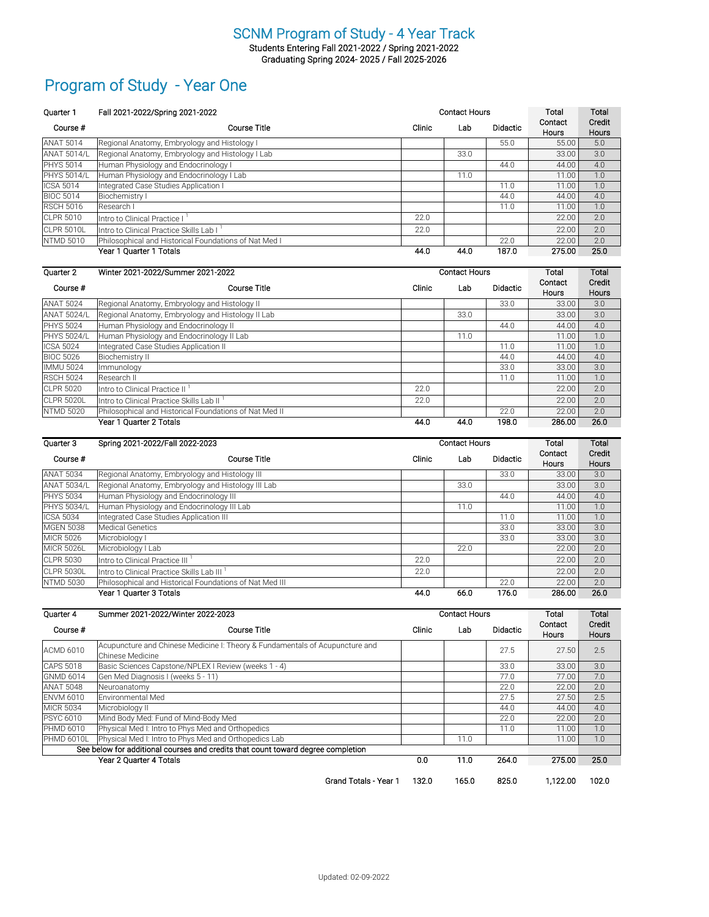# SCNM Program of Study - 4 Year Track

Students Entering Fall 2021-2022 / Spring 2021-2022
Graduating Spring 2024- 2025 / Fall 2025-2026

## Program of Study - Year One

| Quarter 1 | Fall 2021-2022/Spring 2021-2022 | Contact Hours | | | Total Contact Hours | Total Credit Hours |
|---|---|---|---|---|---|---|
| Course # | Course Title | Clinic | Lab | Didactic | | |
| ANAT 5014 | Regional Anatomy, Embryology and Histology I | | | 55.0 | 55.00 | 5.0 |
| ANAT 5014/L | Regional Anatomy, Embryology and Histology I Lab | | 33.0 | | 33.00 | 3.0 |
| PHYS 5014 | Human Physiology and Endocrinology I | | | 44.0 | 44.00 | 4.0 |
| PHYS 5014/L | Human Physiology and Endocrinology I Lab | | 11.0 | | 11.00 | 1.0 |
| ICSA 5014 | Integrated Case Studies Application I | | | 11.0 | 11.00 | 1.0 |
| BIOC 5014 | Biochemistry I | | | 44.0 | 44.00 | 4.0 |
| RSCH 5016 | Research I | | | 11.0 | 11.00 | 1.0 |
| CLPR 5010 | Intro to Clinical Practice I [1] | 22.0 | | | 22.00 | 2.0 |
| CLPR 5010L | Intro to Clinical Practice Skills Lab I [1] | 22.0 | | | 22.00 | 2.0 |
| NTMD 5010 | Philosophical and Historical Foundations of Nat Med I | | | 22.0 | 22.00 | 2.0 |
| | **Year 1 Quarter 1 Totals** | **44.0** | **44.0** | **187.0** | **275.00** | **25.0** |

| Quarter 2 | Winter 2021-2022/Summer 2021-2022 | Contact Hours | | | Total Contact Hours | Total Credit Hours |
|---|---|---|---|---|---|---|
| Course # | Course Title | Clinic | Lab | Didactic | | |
| ANAT 5024 | Regional Anatomy, Embryology and Histology II | | | 33.0 | 33.00 | 3.0 |
| ANAT 5024/L | Regional Anatomy, Embryology and Histology II Lab | | 33.0 | | 33.00 | 3.0 |
| PHYS 5024 | Human Physiology and Endocrinology II | | | 44.0 | 44.00 | 4.0 |
| PHYS 5024/L | Human Physiology and Endocrinology II Lab | | 11.0 | | 11.00 | 1.0 |
| ICSA 5024 | Integrated Case Studies Application II | | | 11.0 | 11.00 | 1.0 |
| BIOC 5026 | Biochemistry II | | | 44.0 | 44.00 | 4.0 |
| IMMU 5024 | Immunology | | | 33.0 | 33.00 | 3.0 |
| RSCH 5024 | Research II | | | 11.0 | 11.00 | 1.0 |
| CLPR 5020 | Intro to Clinical Practice II [1] | 22.0 | | | 22.00 | 2.0 |
| CLPR 5020L | Intro to Clinical Practice Skills Lab II [1] | 22.0 | | | 22.00 | 2.0 |
| NTMD 5020 | Philosophical and Historical Foundations of Nat Med II | | | 22.0 | 22.00 | 2.0 |
| | **Year 1 Quarter 2 Totals** | **44.0** | **44.0** | **198.0** | **286.00** | **26.0** |

| Quarter 3 | Spring 2021-2022/Fall 2022-2023 | Contact Hours | | | Total Contact Hours | Total Credit Hours |
|---|---|---|---|---|---|---|
| Course # | Course Title | Clinic | Lab | Didactic | | |
| ANAT 5034 | Regional Anatomy, Embryology and Histology III | | | 33.0 | 33.00 | 3.0 |
| ANAT 5034/L | Regional Anatomy, Embryology and Histology III Lab | | 33.0 | | 33.00 | 3.0 |
| PHYS 5034 | Human Physiology and Endocrinology III | | | 44.0 | 44.00 | 4.0 |
| PHYS 5034/L | Human Physiology and Endocrinology III Lab | | 11.0 | | 11.00 | 1.0 |
| ICSA 5034 | Integrated Case Studies Application III | | | 11.0 | 11.00 | 1.0 |
| MGEN 5038 | Medical Genetics | | | 33.0 | 33.00 | 3.0 |
| MICR 5026 | Microbiology I | | | 33.0 | 33.00 | 3.0 |
| MICR 5026L | Microbiology I Lab | | 22.0 | | 22.00 | 2.0 |
| CLPR 5030 | Intro to Clinical Practice III [1] | 22.0 | | | 22.00 | 2.0 |
| CLPR 5030L | Intro to Clinical Practice Skills Lab III [1] | 22.0 | | | 22.00 | 2.0 |
| NTMD 5030 | Philosophical and Historical Foundations of Nat Med III | | | 22.0 | 22.00 | 2.0 |
| | **Year 1 Quarter 3 Totals** | **44.0** | **66.0** | **176.0** | **286.00** | **26.0** |

| Quarter 4 | Summer 2021-2022/Winter 2022-2023 | Contact Hours | | | Total Contact Hours | Total Credit Hours |
|---|---|---|---|---|---|---|
| Course # | Course Title | Clinic | Lab | Didactic | | |
| ACMD 6010 | Acupuncture and Chinese Medicine I: Theory & Fundamentals of Acupuncture and Chinese Medicine | | | 27.5 | 27.50 | 2.5 |
| CAPS 5018 | Basic Sciences Capstone/NPLEX I Review (weeks 1 - 4) | | | 33.0 | 33.00 | 3.0 |
| GNMD 6014 | Gen Med Diagnosis I (weeks 5 - 11) | | | 77.0 | 77.00 | 7.0 |
| ANAT 5048 | Neuroanatomy | | | 22.0 | 22.00 | 2.0 |
| ENVM 6010 | Environmental Med | | | 27.5 | 27.50 | 2.5 |
| MICR 5034 | Microbiology II | | | 44.0 | 44.00 | 4.0 |
| PSYC 6010 | Mind Body Med: Fund of Mind-Body Med | | | 22.0 | 22.00 | 2.0 |
| PHMD 6010 | Physical Med I: Intro to Phys Med and Orthopedics | | | 11.0 | 11.00 | 1.0 |
| PHMD 6010L | Physical Med I: Intro to Phys Med and Orthopedics Lab | | 11.0 | | 11.00 | 1.0 |
| | See below for additional courses and credits that count toward degree completion | | | | | |
| | **Year 2 Quarter 4 Totals** | **0.0** | **11.0** | **264.0** | **275.00** | **25.0** |

| | Clinic | Lab | Didactic | Total Contact Hours | Total Credit Hours |
|---|---|---|---|---|---|
| Grand Totals - Year 1 | 132.0 | 165.0 | 825.0 | 1,122.00 | 102.0 |

Updated: 02-09-2022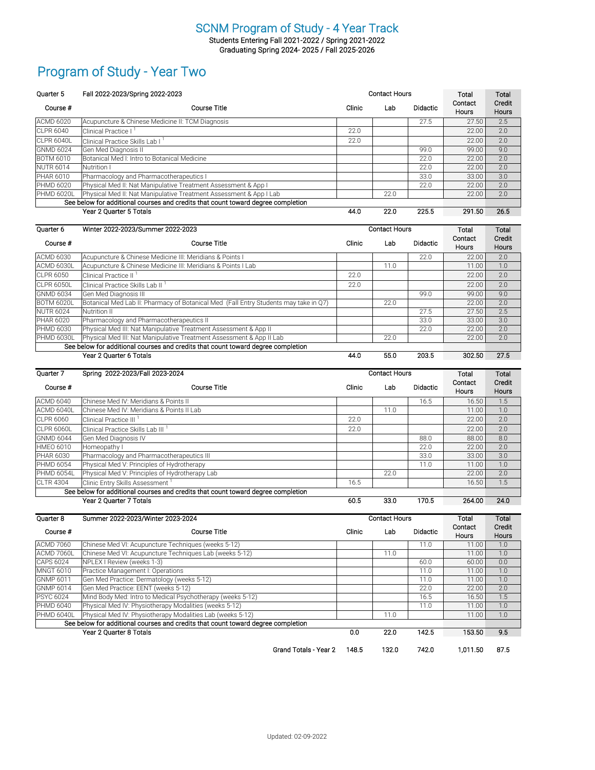# SCNM Program of Study - 4 Year Track

Students Entering Fall 2021-2022 / Spring 2021-2022
Graduating Spring 2024- 2025 / Fall 2025-2026

## Program of Study - Year Two

| Quarter 5 | Fall 2022-2023/Spring 2022-2023 | Contact Hours | | | Total Contact Hours | Total Credit Hours |
|---|---|---|---|---|---|---|
| Course # | Course Title | Clinic | Lab | Didactic | | |
| ACMD 6020 | Acupuncture & Chinese Medicine II: TCM Diagnosis | | | 27.5 | 27.50 | 2.5 |
| CLPR 6040 | Clinical Practice I [1] | 22.0 | | | 22.00 | 2.0 |
| CLPR 6040L | Clinical Practice Skills Lab I [1] | 22.0 | | | 22.00 | 2.0 |
| GNMD 6024 | Gen Med Diagnosis II | | | 99.0 | 99.00 | 9.0 |
| BOTM 6010 | Botanical Med I: Intro to Botanical Medicine | | | 22.0 | 22.00 | 2.0 |
| NUTR 6014 | Nutrition I | | | 22.0 | 22.00 | 2.0 |
| PHAR 6010 | Pharmacology and Pharmacotherapeutics I | | | 33.0 | 33.00 | 3.0 |
| PHMD 6020 | Physical Med II: Nat Manipulative Treatment Assessment & App I | | | 22.0 | 22.00 | 2.0 |
| PHMD 6020L | Physical Med II: Nat Manipulative Treatment Assessment & App I Lab | | 22.0 | | 22.00 | 2.0 |
| | See below for additional courses and credits that count toward degree completion | | | | | |
| | Year 2 Quarter 5 Totals | 44.0 | 22.0 | 225.5 | 291.50 | 26.5 |

| Quarter 6 | Winter 2022-2023/Summer 2022-2023 | Contact Hours | | | Total Contact Hours | Total Credit Hours |
|---|---|---|---|---|---|---|
| Course # | Course Title | Clinic | Lab | Didactic | | |
| ACMD 6030 | Acupuncture & Chinese Medicine III: Meridians & Points I | | | 22.0 | 22.00 | 2.0 |
| ACMD 6030L | Acupuncture & Chinese Medicine III: Meridians & Points I Lab | | 11.0 | | 11.00 | 1.0 |
| CLPR 6050 | Clinical Practice II [1] | 22.0 | | | 22.00 | 2.0 |
| CLPR 6050L | Clinical Practice Skills Lab II [1] | 22.0 | | | 22.00 | 2.0 |
| GNMD 6034 | Gen Med Diagnosis III | | | 99.0 | 99.00 | 9.0 |
| BOTM 6020L | Botanical Med Lab II: Pharmacy of Botanical Med (Fall Entry Students may take in Q7) | | 22.0 | | 22.00 | 2.0 |
| NUTR 6024 | Nutrition II | | | 27.5 | 27.50 | 2.5 |
| PHAR 6020 | Pharmacology and Pharmacotherapeutics II | | | 33.0 | 33.00 | 3.0 |
| PHMD 6030 | Physical Med III: Nat Manipulative Treatment Assessment & App II | | | 22.0 | 22.00 | 2.0 |
| PHMD 6030L | Physical Med III: Nat Manipulative Treatment Assessment & App II Lab | | 22.0 | | 22.00 | 2.0 |
| | See below for additional courses and credits that count toward degree completion | | | | | |
| | Year 2 Quarter 6 Totals | 44.0 | 55.0 | 203.5 | 302.50 | 27.5 |

| Quarter 7 | Spring 2022-2023/Fall 2023-2024 | Contact Hours | | | Total Contact Hours | Total Credit Hours |
|---|---|---|---|---|---|---|
| Course # | Course Title | Clinic | Lab | Didactic | | |
| ACMD 6040 | Chinese Med IV: Meridians & Points II | | | 16.5 | 16.50 | 1.5 |
| ACMD 6040L | Chinese Med IV: Meridians & Points II Lab | | 11.0 | | 11.00 | 1.0 |
| CLPR 6060 | Clinical Practice III [1] | 22.0 | | | 22.00 | 2.0 |
| CLPR 6060L | Clinical Practice Skills Lab III [1] | 22.0 | | | 22.00 | 2.0 |
| GNMD 6044 | Gen Med Diagnosis IV | | | 88.0 | 88.00 | 8.0 |
| HMEO 6010 | Homeopathy I | | | 22.0 | 22.00 | 2.0 |
| PHAR 6030 | Pharmacology and Pharmacotherapeutics III | | | 33.0 | 33.00 | 3.0 |
| PHMD 6054 | Physical Med V: Principles of Hydrotherapy | | | 11.0 | 11.00 | 1.0 |
| PHMD 6054L | Physical Med V: Principles of Hydrotherapy Lab | | 22.0 | | 22.00 | 2.0 |
| CLTR 4304 | Clinic Entry Skills Assessment [1] | 16.5 | | | 16.50 | 1.5 |
| | See below for additional courses and credits that count toward degree completion | | | | | |
| | Year 2 Quarter 7 Totals | 60.5 | 33.0 | 170.5 | 264.00 | 24.0 |

| Quarter 8 | Summer 2022-2023/Winter 2023-2024 | Contact Hours | | | Total Contact Hours | Total Credit Hours |
|---|---|---|---|---|---|---|
| Course # | Course Title | Clinic | Lab | Didactic | | |
| ACMD 7060 | Chinese Med VI: Acupuncture Techniques (weeks 5-12) | | | 11.0 | 11.00 | 1.0 |
| ACMD 7060L | Chinese Med VI: Acupuncture Techniques Lab (weeks 5-12) | | 11.0 | | 11.00 | 1.0 |
| CAPS 6024 | NPLEX I Review (weeks 1-3) | | | 60.0 | 60.00 | 0.0 |
| MNGT 6010 | Practice Management I: Operations | | | 11.0 | 11.00 | 1.0 |
| GNMP 6011 | Gen Med Practice: Dermatology (weeks 5-12) | | | 11.0 | 11.00 | 1.0 |
| GNMP 6014 | Gen Med Practice: EENT (weeks 5-12) | | | 22.0 | 22.00 | 2.0 |
| PSYC 6024 | Mind Body Med: Intro to Medical Psychotherapy (weeks 5-12) | | | 16.5 | 16.50 | 1.5 |
| PHMD 6040 | Physical Med IV: Physiotherapy Modalities (weeks 5-12) | | | 11.0 | 11.00 | 1.0 |
| PHMD 6040L | Physical Med IV: Physiotherapy Modalities Lab (weeks 5-12) | | 11.0 | | 11.00 | 1.0 |
| | See below for additional courses and credits that count toward degree completion | | | | | |
| | Year 2 Quarter 8 Totals | 0.0 | 22.0 | 142.5 | 153.50 | 9.5 |
| | Grand Totals - Year 2 | 148.5 | 132.0 | 742.0 | 1,011.50 | 87.5 |

Updated: 02-09-2022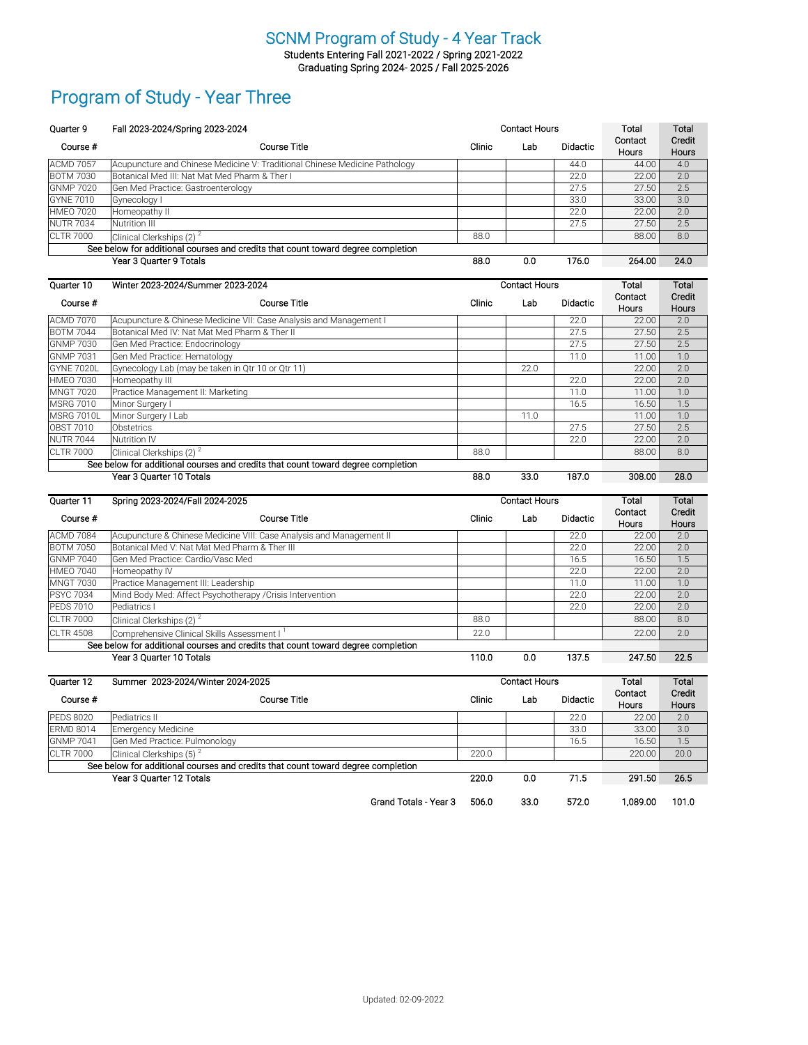# SCNM Program of Study - 4 Year Track

Students Entering Fall 2021-2022 / Spring 2021-2022
Graduating Spring 2024- 2025 / Fall 2025-2026

## Program of Study - Year Three

| Quarter 9 | Fall 2023-2024/Spring 2023-2024 | Contact Hours | | | Total Contact Hours | Total Credit Hours |
|---|---|---|---|---|---|---|
| Course # | Course Title | Clinic | Lab | Didactic | | |
| ACMD 7057 | Acupuncture and Chinese Medicine V: Traditional Chinese Medicine Pathology | | | 44.0 | 44.00 | 4.0 |
| BOTM 7030 | Botanical Med III: Nat Mat Med Pharm & Ther I | | | 22.0 | 22.00 | 2.0 |
| GNMP 7020 | Gen Med Practice: Gastroenterology | | | 27.5 | 27.50 | 2.5 |
| GYNE 7010 | Gynecology I | | | 33.0 | 33.00 | 3.0 |
| HMEO 7020 | Homeopathy II | | | 22.0 | 22.00 | 2.0 |
| NUTR 7034 | Nutrition III | | | 27.5 | 27.50 | 2.5 |
| CLTR 7000 | Clinical Clerkships (2) [2] | 88.0 | | | 88.00 | 8.0 |
| | See below for additional courses and credits that count toward degree completion | | | | | |
| | Year 3 Quarter 9 Totals | 88.0 | 0.0 | 176.0 | 264.00 | 24.0 |

| Quarter 10 | Winter 2023-2024/Summer 2023-2024 | Contact Hours | | | Total Contact Hours | Total Credit Hours |
|---|---|---|---|---|---|---|
| Course # | Course Title | Clinic | Lab | Didactic | | |
| ACMD 7070 | Acupuncture & Chinese Medicine VII: Case Analysis and Management I | | | 22.0 | 22.00 | 2.0 |
| BOTM 7044 | Botanical Med IV: Nat Mat Med Pharm & Ther II | | | 27.5 | 27.50 | 2.5 |
| GNMP 7030 | Gen Med Practice: Endocrinology | | | 27.5 | 27.50 | 2.5 |
| GNMP 7031 | Gen Med Practice: Hematology | | | 11.0 | 11.00 | 1.0 |
| GYNE 7020L | Gynecology Lab (may be taken in Qtr 10 or Qtr 11) | | 22.0 | | 22.00 | 2.0 |
| HMEO 7030 | Homeopathy III | | | 22.0 | 22.00 | 2.0 |
| MNGT 7020 | Practice Management II: Marketing | | | 11.0 | 11.00 | 1.0 |
| MSRG 7010 | Minor Surgery I | | | 16.5 | 16.50 | 1.5 |
| MSRG 7010L | Minor Surgery I Lab | | 11.0 | | 11.00 | 1.0 |
| OBST 7010 | Obstetrics | | | 27.5 | 27.50 | 2.5 |
| NUTR 7044 | Nutrition IV | | | 22.0 | 22.00 | 2.0 |
| CLTR 7000 | Clinical Clerkships (2) [2] | 88.0 | | | 88.00 | 8.0 |
| | See below for additional courses and credits that count toward degree completion | | | | | |
| | Year 3 Quarter 10 Totals | 88.0 | 33.0 | 187.0 | 308.00 | 28.0 |

| Quarter 11 | Spring 2023-2024/Fall 2024-2025 | Contact Hours | | | Total Contact Hours | Total Credit Hours |
|---|---|---|---|---|---|---|
| Course # | Course Title | Clinic | Lab | Didactic | | |
| ACMD 7084 | Acupuncture & Chinese Medicine VIII: Case Analysis and Management II | | | 22.0 | 22.00 | 2.0 |
| BOTM 7050 | Botanical Med V: Nat Mat Med Pharm & Ther III | | | 22.0 | 22.00 | 2.0 |
| GNMP 7040 | Gen Med Practice: Cardio/Vasc Med | | | 16.5 | 16.50 | 1.5 |
| HMEO 7040 | Homeopathy IV | | | 22.0 | 22.00 | 2.0 |
| MNGT 7030 | Practice Management III: Leadership | | | 11.0 | 11.00 | 1.0 |
| PSYC 7034 | Mind Body Med: Affect Psychotherapy /Crisis Intervention | | | 22.0 | 22.00 | 2.0 |
| PEDS 7010 | Pediatrics I | | | 22.0 | 22.00 | 2.0 |
| CLTR 7000 | Clinical Clerkships (2) [2] | 88.0 | | | 88.00 | 8.0 |
| CLTR 4508 | Comprehensive Clinical Skills Assessment I [1] | 22.0 | | | 22.00 | 2.0 |
| | See below for additional courses and credits that count toward degree completion | | | | | |
| | Year 3 Quarter 10 Totals | 110.0 | 0.0 | 137.5 | 247.50 | 22.5 |

| Quarter 12 | Summer 2023-2024/Winter 2024-2025 | Contact Hours | | | Total Contact Hours | Total Credit Hours |
|---|---|---|---|---|---|---|
| Course # | Course Title | Clinic | Lab | Didactic | | |
| PEDS 8020 | Pediatrics II | | | 22.0 | 22.00 | 2.0 |
| ERMD 8014 | Emergency Medicine | | | 33.0 | 33.00 | 3.0 |
| GNMP 7041 | Gen Med Practice: Pulmonology | | | 16.5 | 16.50 | 1.5 |
| CLTR 7000 | Clinical Clerkships (5) [2] | 220.0 | | | 220.00 | 20.0 |
| | See below for additional courses and credits that count toward degree completion | | | | | |
| | Year 3 Quarter 12 Totals | 220.0 | 0.0 | 71.5 | 291.50 | 26.5 |
| | Grand Totals - Year 3 | 506.0 | 33.0 | 572.0 | 1,089.00 | 101.0 |

Updated: 02-09-2022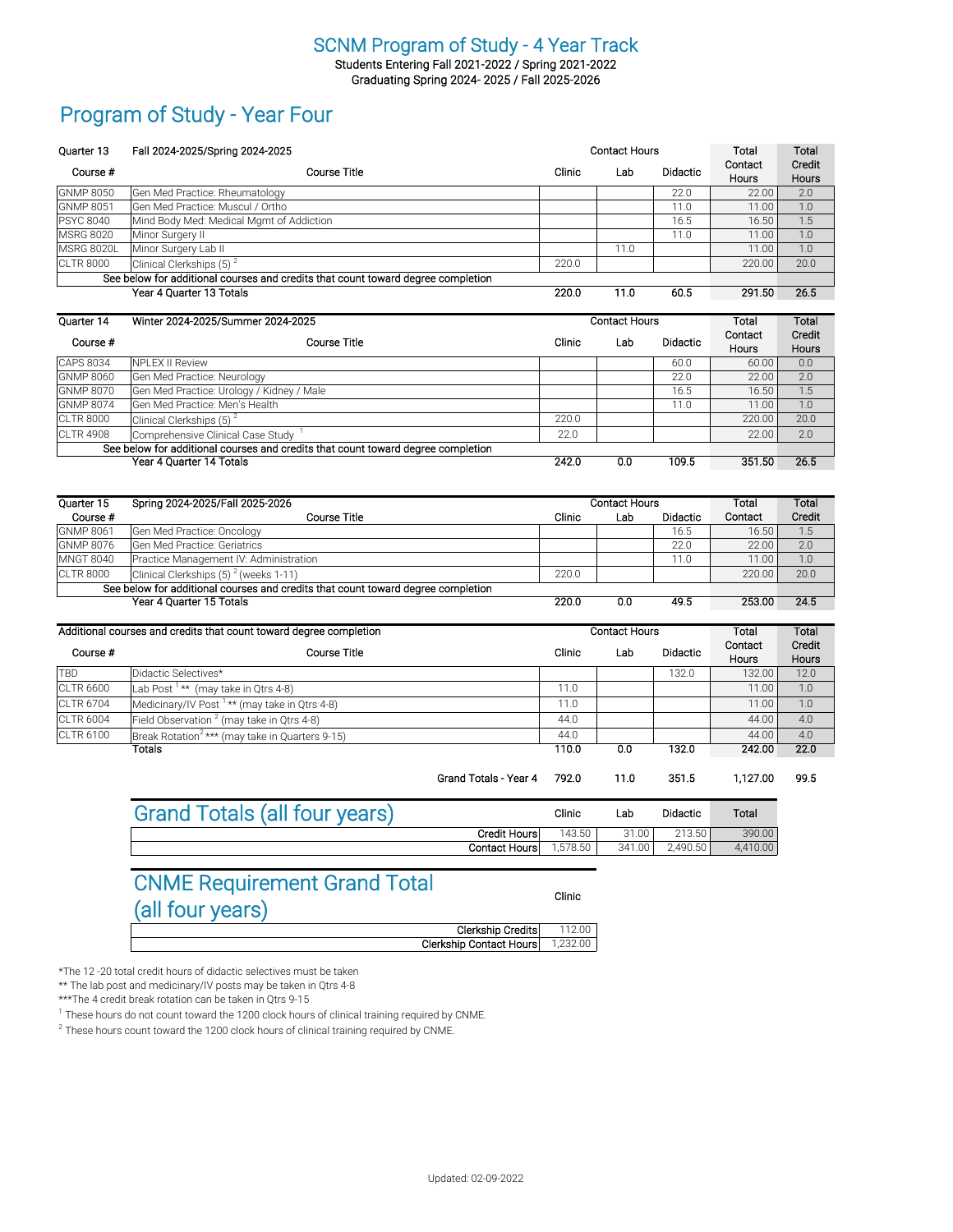# SCNM Program of Study - 4 Year Track

Students Entering Fall 2021-2022 / Spring 2021-2022
Graduating Spring 2024- 2025 / Fall 2025-2026

## Program of Study - Year Four

| Quarter 13 | Fall 2024-2025/Spring 2024-2025 | Contact Hours | | | Total Contact Hours | Total Credit Hours |
|---|---|---|---|---|---|---|
| Course # | Course Title | Clinic | Lab | Didactic | | |
| GNMP 8050 | Gen Med Practice: Rheumatology | | | 22.0 | 22.00 | 2.0 |
| GNMP 8051 | Gen Med Practice: Muscul / Ortho | | | 11.0 | 11.00 | 1.0 |
| PSYC 8040 | Mind Body Med: Medical Mgmt of Addiction | | | 16.5 | 16.50 | 1.5 |
| MSRG 8020 | Minor Surgery II | | | 11.0 | 11.00 | 1.0 |
| MSRG 8020L | Minor Surgery Lab II | | 11.0 | | 11.00 | 1.0 |
| CLTR 8000 | Clinical Clerkships (5) [2] | 220.0 | | | 220.00 | 20.0 |
| | See below for additional courses and credits that count toward degree completion | | | | | |
| | Year 4 Quarter 13 Totals | 220.0 | 11.0 | 60.5 | 291.50 | 26.5 |

| Quarter 14 | Winter 2024-2025/Summer 2024-2025 | Contact Hours | | | Total Contact Hours | Total Credit Hours |
|---|---|---|---|---|---|---|
| Course # | Course Title | Clinic | Lab | Didactic | | |
| CAPS 8034 | NPLEX II Review | | | 60.0 | 60.00 | 0.0 |
| GNMP 8060 | Gen Med Practice: Neurology | | | 22.0 | 22.00 | 2.0 |
| GNMP 8070 | Gen Med Practice: Urology / Kidney / Male | | | 16.5 | 16.50 | 1.5 |
| GNMP 8074 | Gen Med Practice: Men's Health | | | 11.0 | 11.00 | 1.0 |
| CLTR 8000 | Clinical Clerkships (5) [2] | 220.0 | | | 220.00 | 20.0 |
| CLTR 4908 | Comprehensive Clinical Case Study [1] | 22.0 | | | 22.00 | 2.0 |
| | See below for additional courses and credits that count toward degree completion | | | | | |
| | Year 4 Quarter 14 Totals | 242.0 | 0.0 | 109.5 | 351.50 | 26.5 |

| Quarter 15 | Spring 2024-2025/Fall 2025-2026 | Contact Hours | | | Total Contact | Total Credit |
|---|---|---|---|---|---|---|
| Course # | Course Title | Clinic | Lab | Didactic | | |
| GNMP 8061 | Gen Med Practice: Oncology | | | 16.5 | 16.50 | 1.5 |
| GNMP 8076 | Gen Med Practice: Geriatrics | | | 22.0 | 22.00 | 2.0 |
| MNGT 8040 | Practice Management IV: Administration | | | 11.0 | 11.00 | 1.0 |
| CLTR 8000 | Clinical Clerkships (5) [2] (weeks 1-11) | 220.0 | | | 220.00 | 20.0 |
| | See below for additional courses and credits that count toward degree completion | | | | | |
| | Year 4 Quarter 15 Totals | 220.0 | 0.0 | 49.5 | 253.00 | 24.5 |

| Additional courses and credits that count toward degree completion | | Contact Hours | | | Total Contact Hours | Total Credit Hours |
|---|---|---|---|---|---|---|
| Course # | Course Title | Clinic | Lab | Didactic | | |
| TBD | Didactic Selectives* | | | 132.0 | 132.00 | 12.0 |
| CLTR 6600 | Lab Post [1] ** (may take in Qtrs 4-8) | 11.0 | | | 11.00 | 1.0 |
| CLTR 6704 | Medicinary/IV Post [1] ** (may take in Qtrs 4-8) | 11.0 | | | 11.00 | 1.0 |
| CLTR 6004 | Field Observation [2] (may take in Qtrs 4-8) | 44.0 | | | 44.00 | 4.0 |
| CLTR 6100 | Break Rotation [2] *** (may take in Quarters 9-15) | 44.0 | | | 44.00 | 4.0 |
| | Totals | 110.0 | 0.0 | 132.0 | 242.00 | 22.0 |
| | Grand Totals - Year 4 | 792.0 | 11.0 | 351.5 | 1,127.00 | 99.5 |

## Grand Totals (all four years)

| | Clinic | Lab | Didactic | Total |
|---|---|---|---|---|
| Credit Hours | 143.50 | 31.00 | 213.50 | 390.00 |
| Contact Hours | 1,578.50 | 341.00 | 2,490.50 | 4,410.00 |

## CNME Requirement Grand Total (all four years)

| | Clinic |
|---|---|
| Clerkship Credits | 112.00 |
| Clerkship Contact Hours | 1,232.00 |

*The 12 -20 total credit hours of didactic selectives must be taken
** The lab post and medicinary/IV posts may be taken in Qtrs 4-8
***The 4 credit break rotation can be taken in Qtrs 9-15
[1] These hours do not count toward the 1200 clock hours of clinical training required by CNME.
[2] These hours count toward the 1200 clock hours of clinical training required by CNME.

Updated: 02-09-2022